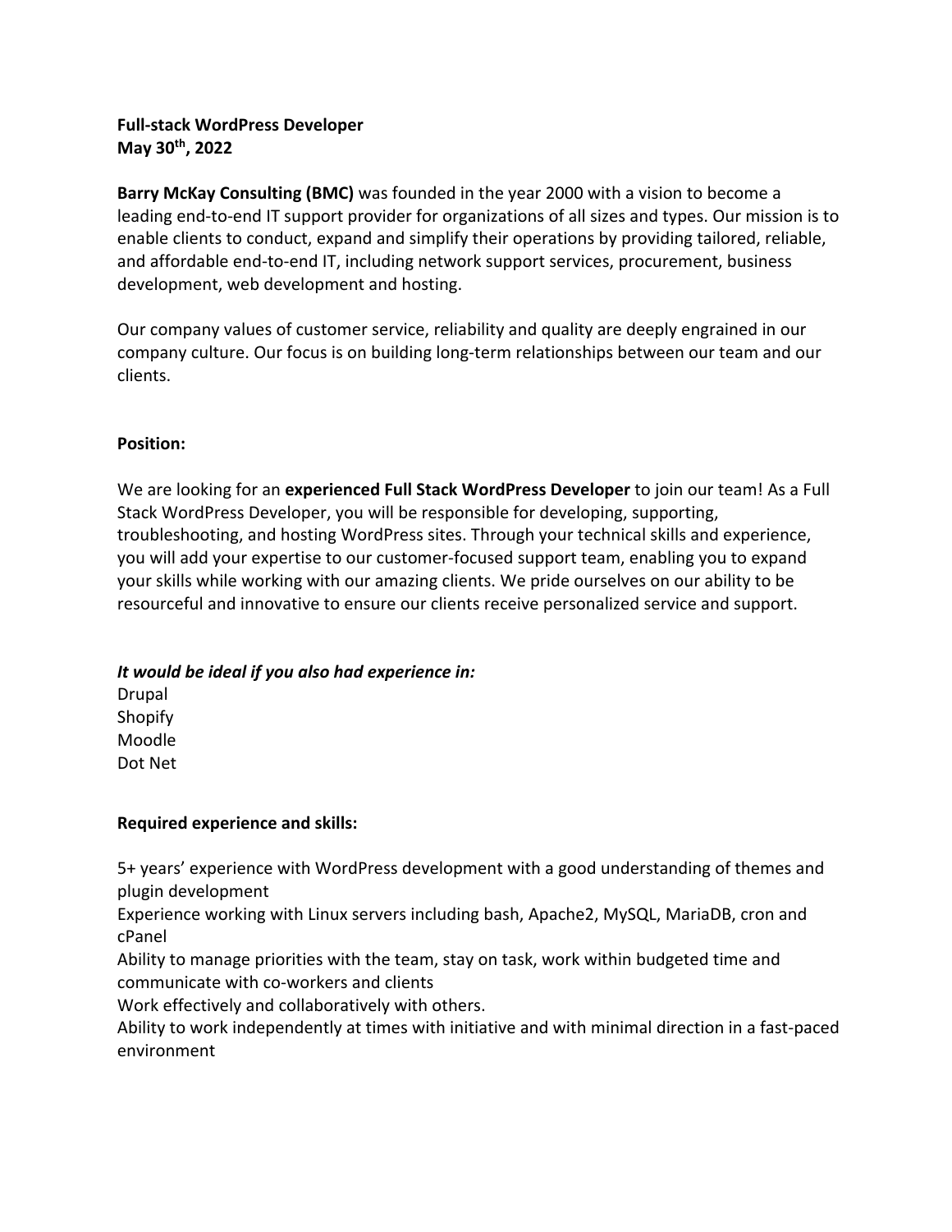**Full-stack WordPress Developer**
**May 30th, 2022**

**Barry McKay Consulting (BMC)** was founded in the year 2000 with a vision to become a leading end-to-end IT support provider for organizations of all sizes and types. Our mission is to enable clients to conduct, expand and simplify their operations by providing tailored, reliable, and affordable end-to-end IT, including network support services, procurement, business development, web development and hosting.

Our company values of customer service, reliability and quality are deeply engrained in our company culture. Our focus is on building long-term relationships between our team and our clients.

**Position:**

We are looking for an **experienced Full Stack WordPress Developer** to join our team! As a Full Stack WordPress Developer, you will be responsible for developing, supporting, troubleshooting, and hosting WordPress sites. Through your technical skills and experience, you will add your expertise to our customer-focused support team, enabling you to expand your skills while working with our amazing clients. We pride ourselves on our ability to be resourceful and innovative to ensure our clients receive personalized service and support.

***It would be ideal if you also had experience in:***

Drupal
Shopify
Moodle
Dot Net

**Required experience and skills:**

5+ years' experience with WordPress development with a good understanding of themes and plugin development
Experience working with Linux servers including bash, Apache2, MySQL, MariaDB, cron and cPanel
Ability to manage priorities with the team, stay on task, work within budgeted time and communicate with co-workers and clients
Work effectively and collaboratively with others.
Ability to work independently at times with initiative and with minimal direction in a fast-paced environment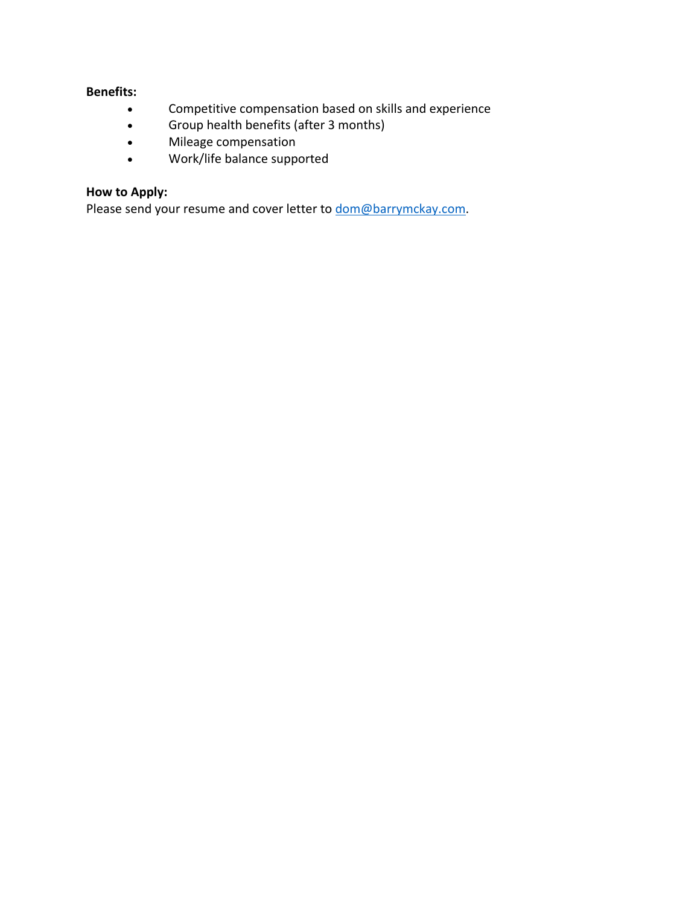**Benefits:**

- Competitive compensation based on skills and experience
- Group health benefits (after 3 months)
- Mileage compensation
- Work/life balance supported

**How to Apply:**

Please send your resume and cover letter to dom@barrymckay.com.